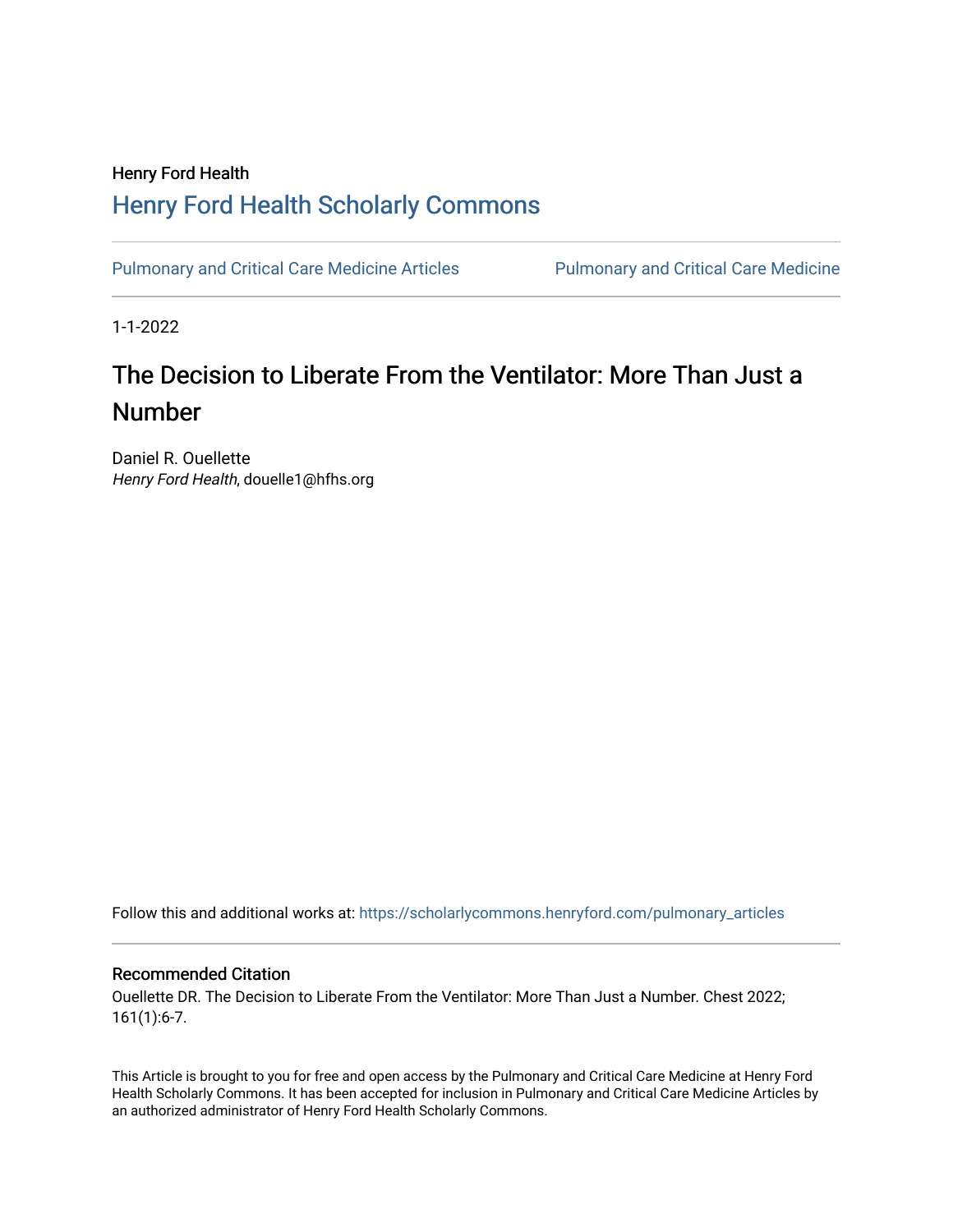Henry Ford Health

# Henry Ford Health Scholarly Commons

Pulmonary and Critical Care Medicine Articles | Pulmonary and Critical Care Medicine

1-1-2022

## The Decision to Liberate From the Ventilator: More Than Just a Number

Daniel R. Ouellette
*Henry Ford Health*, douelle1@hfhs.org

Follow this and additional works at: https://scholarlycommons.henryford.com/pulmonary_articles

### Recommended Citation

Ouellette DR. The Decision to Liberate From the Ventilator: More Than Just a Number. Chest 2022; 161(1):6-7.

This Article is brought to you for free and open access by the Pulmonary and Critical Care Medicine at Henry Ford Health Scholarly Commons. It has been accepted for inclusion in Pulmonary and Critical Care Medicine Articles by an authorized administrator of Henry Ford Health Scholarly Commons.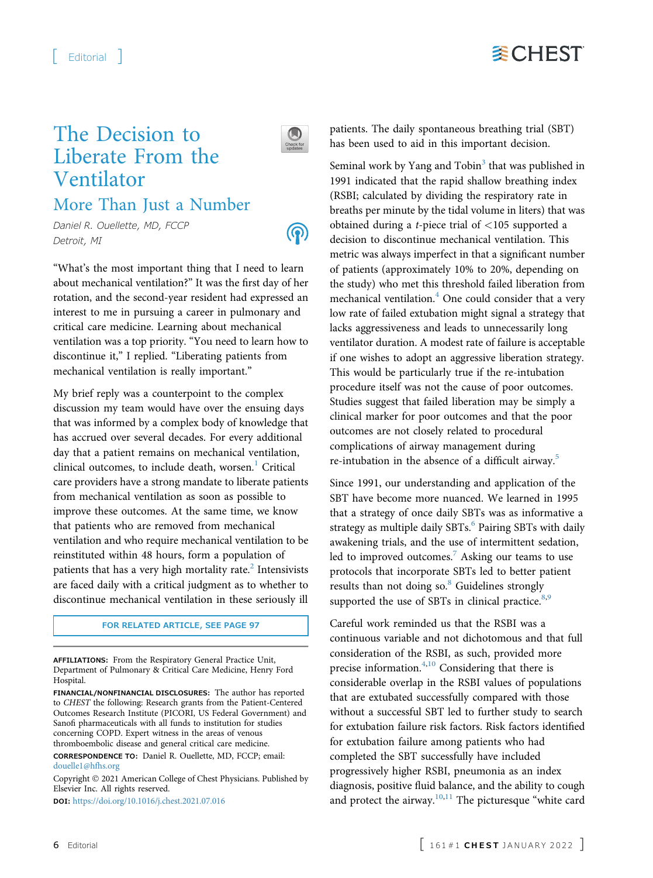[ Editorial ]

# The Decision to Liberate From the Ventilator

## More Than Just a Number

*Daniel R. Ouellette, MD, FCCP*
*Detroit, MI*

"What's the most important thing that I need to learn about mechanical ventilation?" It was the first day of her rotation, and the second-year resident had expressed an interest to me in pursuing a career in pulmonary and critical care medicine. Learning about mechanical ventilation was a top priority. "You need to learn how to discontinue it," I replied. "Liberating patients from mechanical ventilation is really important."

My brief reply was a counterpoint to the complex discussion my team would have over the ensuing days that was informed by a complex body of knowledge that has accrued over several decades. For every additional day that a patient remains on mechanical ventilation, clinical outcomes, to include death, worsen.[1] Critical care providers have a strong mandate to liberate patients from mechanical ventilation as soon as possible to improve these outcomes. At the same time, we know that patients who are removed from mechanical ventilation and who require mechanical ventilation to be reinstituted within 48 hours, form a population of patients that has a very high mortality rate.[2] Intensivists are faced daily with a critical judgment as to whether to discontinue mechanical ventilation in these seriously ill patients. The daily spontaneous breathing trial (SBT) has been used to aid in this important decision.

FOR RELATED ARTICLE, SEE PAGE 97

**AFFILIATIONS:** From the Respiratory General Practice Unit, Department of Pulmonary & Critical Care Medicine, Henry Ford Hospital.

**FINANCIAL/NONFINANCIAL DISCLOSURES:** The author has reported to *CHEST* the following: Research grants from the Patient-Centered Outcomes Research Institute (PICORI, US Federal Government) and Sanofi pharmaceuticals with all funds to institution for studies concerning COPD. Expert witness in the areas of venous thromboembolic disease and general critical care medicine.

**CORRESPONDENCE TO:** Daniel R. Ouellette, MD, FCCP; email: douelle1@hfhs.org

Copyright © 2021 American College of Chest Physicians. Published by Elsevier Inc. All rights reserved.

**DOI:** https://doi.org/10.1016/j.chest.2021.07.016

Seminal work by Yang and Tobin[3] that was published in 1991 indicated that the rapid shallow breathing index (RSBI; calculated by dividing the respiratory rate in breaths per minute by the tidal volume in liters) that was obtained during a *t*-piece trial of $<105$ supported a decision to discontinue mechanical ventilation. This metric was always imperfect in that a significant number of patients (approximately 10% to 20%, depending on the study) who met this threshold failed liberation from mechanical ventilation.[4] One could consider that a very low rate of failed extubation might signal a strategy that lacks aggressiveness and leads to unnecessarily long ventilator duration. A modest rate of failure is acceptable if one wishes to adopt an aggressive liberation strategy. This would be particularly true if the re-intubation procedure itself was not the cause of poor outcomes. Studies suggest that failed liberation may be simply a clinical marker for poor outcomes and that the poor outcomes are not closely related to procedural complications of airway management during re-intubation in the absence of a difficult airway.[5]

Since 1991, our understanding and application of the SBT have become more nuanced. We learned in 1995 that a strategy of once daily SBTs was as informative a strategy as multiple daily SBTs.[6] Pairing SBTs with daily awakening trials, and the use of intermittent sedation, led to improved outcomes.[7] Asking our teams to use protocols that incorporate SBTs led to better patient results than not doing so.[8] Guidelines strongly supported the use of SBTs in clinical practice.[8,9]

Careful work reminded us that the RSBI was a continuous variable and not dichotomous and that full consideration of the RSBI, as such, provided more precise information.[4,10] Considering that there is considerable overlap in the RSBI values of populations that are extubated successfully compared with those without a successful SBT led to further study to search for extubation failure risk factors. Risk factors identified for extubation failure among patients who had completed the SBT successfully have included progressively higher RSBI, pneumonia as an index diagnosis, positive fluid balance, and the ability to cough and protect the airway.[10,11] The picturesque "white card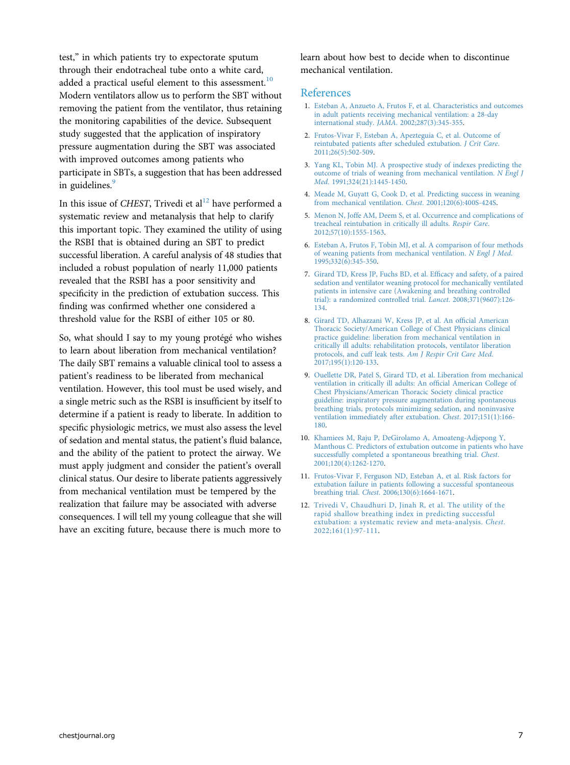test," in which patients try to expectorate sputum through their endotracheal tube onto a white card, added a practical useful element to this assessment.[10] Modern ventilators allow us to perform the SBT without removing the patient from the ventilator, thus retaining the monitoring capabilities of the device. Subsequent study suggested that the application of inspiratory pressure augmentation during the SBT was associated with improved outcomes among patients who participate in SBTs, a suggestion that has been addressed in guidelines.[9]

In this issue of *CHEST*, Trivedi et al[12] have performed a systematic review and metanalysis that help to clarify this important topic. They examined the utility of using the RSBI that is obtained during an SBT to predict successful liberation. A careful analysis of 48 studies that included a robust population of nearly 11,000 patients revealed that the RSBI has a poor sensitivity and specificity in the prediction of extubation success. This finding was confirmed whether one considered a threshold value for the RSBI of either 105 or 80.

So, what should I say to my young protégé who wishes to learn about liberation from mechanical ventilation? The daily SBT remains a valuable clinical tool to assess a patient's readiness to be liberated from mechanical ventilation. However, this tool must be used wisely, and a single metric such as the RSBI is insufficient by itself to determine if a patient is ready to liberate. In addition to specific physiologic metrics, we must also assess the level of sedation and mental status, the patient's fluid balance, and the ability of the patient to protect the airway. We must apply judgment and consider the patient's overall clinical status. Our desire to liberate patients aggressively from mechanical ventilation must be tempered by the realization that failure may be associated with adverse consequences. I will tell my young colleague that she will have an exciting future, because there is much more to learn about how best to decide when to discontinue mechanical ventilation.

## References

1. Esteban A, Anzueto A, Frutos F, et al. Characteristics and outcomes in adult patients receiving mechanical ventilation: a 28-day international study. *JAMA*. 2002;287(3):345-355.
2. Frutos-Vivar F, Esteban A, Apezteguia C, et al. Outcome of reintubated patients after scheduled extubation. *J Crit Care*. 2011;26(5):502-509.
3. Yang KL, Tobin MJ. A prospective study of indexes predicting the outcome of trials of weaning from mechanical ventilation. *N Engl J Med*. 1991;324(21):1445-1450.
4. Meade M, Guyatt G, Cook D, et al. Predicting success in weaning from mechanical ventilation. *Chest*. 2001;120(6):400S-424S.
5. Menon N, Joffe AM, Deem S, et al. Occurrence and complications of tracheal reintubation in critically ill adults. *Respir Care*. 2012;57(10):1555-1563.
6. Esteban A, Frutos F, Tobin MJ, et al. A comparison of four methods of weaning patients from mechanical ventilation. *N Engl J Med*. 1995;332(6):345-350.
7. Girard TD, Kress JP, Fuchs BD, et al. Efficacy and safety, of a paired sedation and ventilator weaning protocol for mechanically ventilated patients in intensive care (Awakening and breathing controlled trial): a randomized controlled trial. *Lancet*. 2008;371(9607):126-134.
8. Girard TD, Alhazzani W, Kress JP, et al. An official American Thoracic Society/American College of Chest Physicians clinical practice guideline: liberation from mechanical ventilation in critically ill adults: rehabilitation protocols, ventilator liberation protocols, and cuff leak tests. *Am J Respir Crit Care Med*. 2017;195(1):120-133.
9. Ouellette DR, Patel S, Girard TD, et al. Liberation from mechanical ventilation in critically ill adults: An official American College of Chest Physicians/American Thoracic Society clinical practice guideline: inspiratory pressure augmentation during spontaneous breathing trials, protocols minimizing sedation, and noninvasive ventilation immediately after extubation. *Chest*. 2017;151(1):166-180.
10. Khamiees M, Raju P, DeGirolamo A, Amoateng-Adjepong Y, Manthous C. Predictors of extubation outcome in patients who have successfully completed a spontaneous breathing trial. *Chest*. 2001;120(4):1262-1270.
11. Frutos-Vivar F, Ferguson ND, Esteban A, et al. Risk factors for extubation failure in patients following a successful spontaneous breathing trial. *Chest*. 2006;130(6):1664-1671.
12. Trivedi V, Chaudhuri D, Jinah R, et al. The utility of the rapid shallow breathing index in predicting successful extubation: a systematic review and meta-analysis. *Chest*. 2022;161(1):97-111.